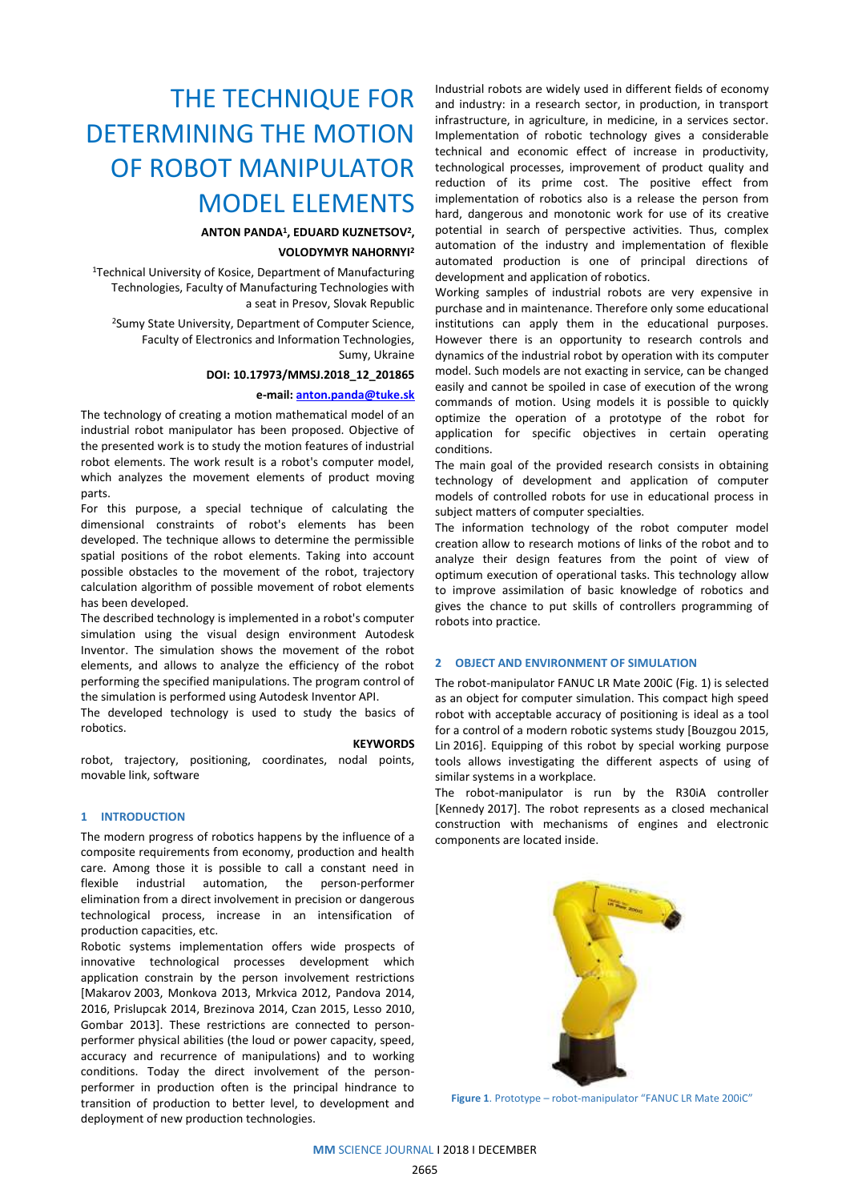# THE TECHNIQUE FOR DETERMINING THE MOTION OF ROBOT MANIPULATOR MODEL ELEMENTS

**ANTON PANDA[1], EDUARD KUZNETSOV[2], VOLODYMYR NAHORNYI[2]**

[1]Technical University of Kosice, Department of Manufacturing Technologies, Faculty of Manufacturing Technologies with a seat in Presov, Slovak Republic

[2]Sumy State University, Department of Computer Science, Faculty of Electronics and Information Technologies, Sumy, Ukraine

**DOI: 10.17973/MMSJ.2018_12_201865**

**e-mail: anton.panda@tuke.sk**

The technology of creating a motion mathematical model of an industrial robot manipulator has been proposed. Objective of the presented work is to study the motion features of industrial robot elements. The work result is a robot's computer model, which analyzes the movement elements of product moving parts.

For this purpose, a special technique of calculating the dimensional constraints of robot's elements has been developed. The technique allows to determine the permissible spatial positions of the robot elements. Taking into account possible obstacles to the movement of the robot, trajectory calculation algorithm of possible movement of robot elements has been developed.

The described technology is implemented in a robot's computer simulation using the visual design environment Autodesk Inventor. The simulation shows the movement of the robot elements, and allows to analyze the efficiency of the robot performing the specified manipulations. The program control of the simulation is performed using Autodesk Inventor API.

The developed technology is used to study the basics of robotics.

**KEYWORDS**

robot, trajectory, positioning, coordinates, nodal points, movable link, software

## 1 INTRODUCTION

The modern progress of robotics happens by the influence of a composite requirements from economy, production and health care. Among those it is possible to call a constant need in flexible industrial automation, the person-performer elimination from a direct involvement in precision or dangerous technological process, increase in an intensification of production capacities, etc.

Robotic systems implementation offers wide prospects of innovative technological processes development which application constrain by the person involvement restrictions [Makarov 2003, Monkova 2013, Mrkvica 2012, Pandova 2014, 2016, Prislupcak 2014, Brezinova 2014, Czan 2015, Lesso 2010, Gombar 2013]. These restrictions are connected to person-performer physical abilities (the loud or power capacity, speed, accuracy and recurrence of manipulations) and to working conditions. Today the direct involvement of the person-performer in production often is the principal hindrance to transition of production to better level, to development and deployment of new production technologies.

Industrial robots are widely used in different fields of economy and industry: in a research sector, in production, in transport infrastructure, in agriculture, in medicine, in a services sector. Implementation of robotic technology gives a considerable technical and economic effect of increase in productivity, technological processes, improvement of product quality and reduction of its prime cost. The positive effect from implementation of robotics also is a release the person from hard, dangerous and monotonic work for use of its creative potential in search of perspective activities. Thus, complex automation of the industry and implementation of flexible automated production is one of principal directions of development and application of robotics.

Working samples of industrial robots are very expensive in purchase and in maintenance. Therefore only some educational institutions can apply them in the educational purposes. However there is an opportunity to research controls and dynamics of the industrial robot by operation with its computer model. Such models are not exacting in service, can be changed easily and cannot be spoiled in case of execution of the wrong commands of motion. Using models it is possible to quickly optimize the operation of a prototype of the robot for application for specific objectives in certain operating conditions.

The main goal of the provided research consists in obtaining technology of development and application of computer models of controlled robots for use in educational process in subject matters of computer specialties.

The information technology of the robot computer model creation allow to research motions of links of the robot and to analyze their design features from the point of view of optimum execution of operational tasks. This technology allow to improve assimilation of basic knowledge of robotics and gives the chance to put skills of controllers programming of robots into practice.

## 2 OBJECT AND ENVIRONMENT OF SIMULATION

The robot-manipulator FANUC LR Mate 200iC (Fig. 1) is selected as an object for computer simulation. This compact high speed robot with acceptable accuracy of positioning is ideal as a tool for a control of a modern robotic systems study [Bouzgou 2015, Lin 2016]. Equipping of this robot by special working purpose tools allows investigating the different aspects of using of similar systems in a workplace.

The robot-manipulator is run by the R30iA controller [Kennedy 2017]. The robot represents as a closed mechanical construction with mechanisms of engines and electronic components are located inside.

**Figure 1**. Prototype – robot-manipulator "FANUC LR Mate 200iC"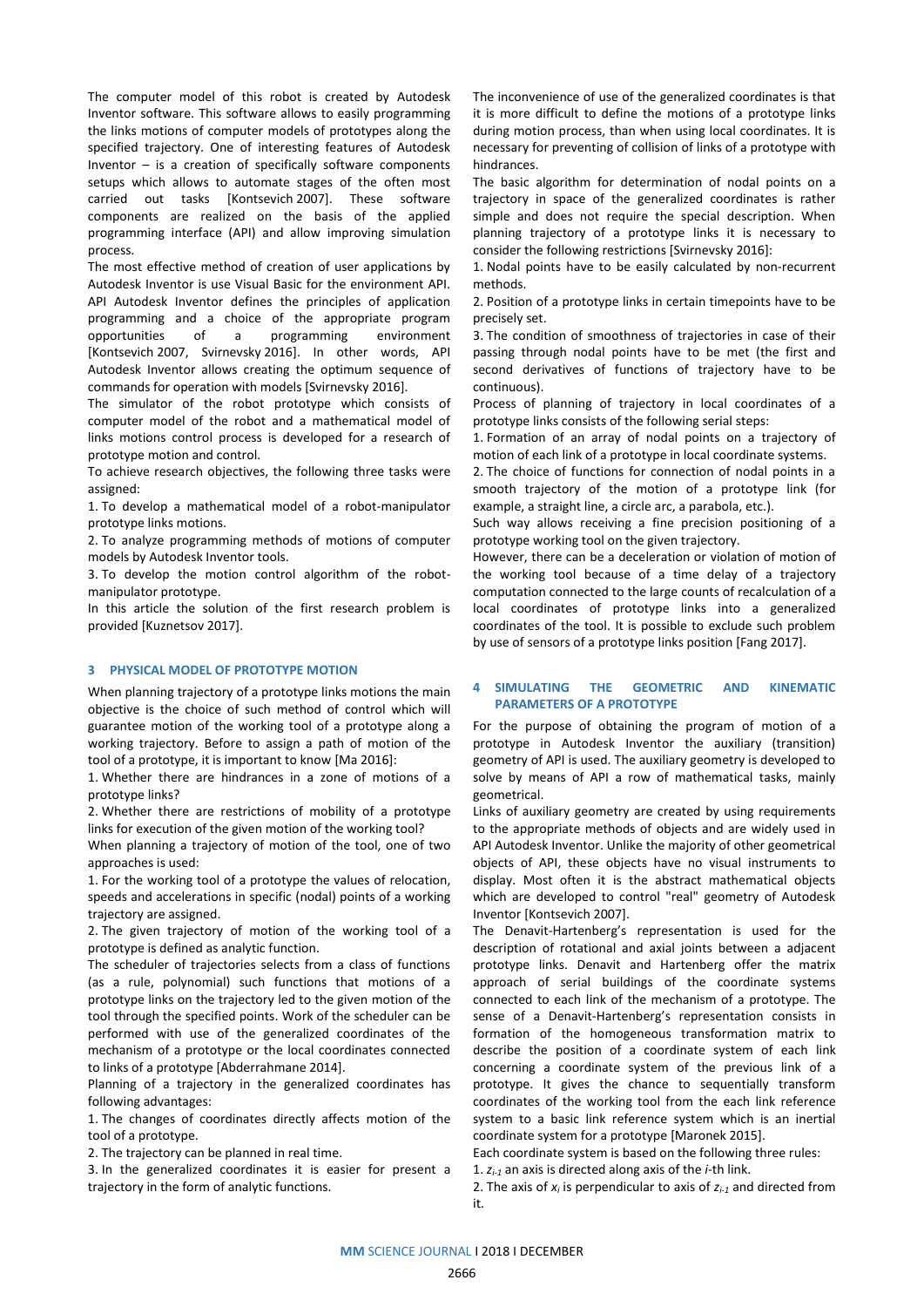The computer model of this robot is created by Autodesk Inventor software. This software allows to easily programming the links motions of computer models of prototypes along the specified trajectory. One of interesting features of Autodesk Inventor – is a creation of specifically software components setups which allows to automate stages of the often most carried out tasks [Kontsevich 2007]. These software components are realized on the basis of the applied programming interface (API) and allow improving simulation process.

The most effective method of creation of user applications by Autodesk Inventor is use Visual Basic for the environment API. API Autodesk Inventor defines the principles of application programming and a choice of the appropriate program opportunities of a programming environment [Kontsevich 2007, Svirnevsky 2016]. In other words, API Autodesk Inventor allows creating the optimum sequence of commands for operation with models [Svirnevsky 2016].

The simulator of the robot prototype which consists of computer model of the robot and a mathematical model of links motions control process is developed for a research of prototype motion and control.

To achieve research objectives, the following three tasks were assigned:

1. To develop a mathematical model of a robot-manipulator prototype links motions.
2. To analyze programming methods of motions of computer models by Autodesk Inventor tools.
3. To develop the motion control algorithm of the robot-manipulator prototype.

In this article the solution of the first research problem is provided [Kuznetsov 2017].

## 3 PHYSICAL MODEL OF PROTOTYPE MOTION

When planning trajectory of a prototype links motions the main objective is the choice of such method of control which will guarantee motion of the working tool of a prototype along a working trajectory. Before to assign a path of motion of the tool of a prototype, it is important to know [Ma 2016]:

1. Whether there are hindrances in a zone of motions of a prototype links?
2. Whether there are restrictions of mobility of a prototype links for execution of the given motion of the working tool?

When planning a trajectory of motion of the tool, one of two approaches is used:

1. For the working tool of a prototype the values of relocation, speeds and accelerations in specific (nodal) points of a working trajectory are assigned.
2. The given trajectory of motion of the working tool of a prototype is defined as analytic function.

The scheduler of trajectories selects from a class of functions (as a rule, polynomial) such functions that motions of a prototype links on the trajectory led to the given motion of the tool through the specified points. Work of the scheduler can be performed with use of the generalized coordinates of the mechanism of a prototype or the local coordinates connected to links of a prototype [Abderrahmane 2014].

Planning of a trajectory in the generalized coordinates has following advantages:

1. The changes of coordinates directly affects motion of the tool of a prototype.
2. The trajectory can be planned in real time.
3. In the generalized coordinates it is easier for present a trajectory in the form of analytic functions.

The inconvenience of use of the generalized coordinates is that it is more difficult to define the motions of a prototype links during motion process, than when using local coordinates. It is necessary for preventing of collision of links of a prototype with hindrances.

The basic algorithm for determination of nodal points on a trajectory in space of the generalized coordinates is rather simple and does not require the special description. When planning trajectory of a prototype links it is necessary to consider the following restrictions [Svirnevsky 2016]:

1. Nodal points have to be easily calculated by non-recurrent methods.
2. Position of a prototype links in certain timepoints have to be precisely set.
3. The condition of smoothness of trajectories in case of their passing through nodal points have to be met (the first and second derivatives of functions of trajectory have to be continuous).

Process of planning of trajectory in local coordinates of a prototype links consists of the following serial steps:

1. Formation of an array of nodal points on a trajectory of motion of each link of a prototype in local coordinate systems.
2. The choice of functions for connection of nodal points in a smooth trajectory of the motion of a prototype link (for example, a straight line, a circle arc, a parabola, etc.).

Such way allows receiving a fine precision positioning of a prototype working tool on the given trajectory.

However, there can be a deceleration or violation of motion of the working tool because of a time delay of a trajectory computation connected to the large counts of recalculation of a local coordinates of prototype links into a generalized coordinates of the tool. It is possible to exclude such problem by use of sensors of a prototype links position [Fang 2017].

## 4 SIMULATING THE GEOMETRIC AND KINEMATIC PARAMETERS OF A PROTOTYPE

For the purpose of obtaining the program of motion of a prototype in Autodesk Inventor the auxiliary (transition) geometry of API is used. The auxiliary geometry is developed to solve by means of API a row of mathematical tasks, mainly geometrical.

Links of auxiliary geometry are created by using requirements to the appropriate methods of objects and are widely used in API Autodesk Inventor. Unlike the majority of other geometrical objects of API, these objects have no visual instruments to display. Most often it is the abstract mathematical objects which are developed to control "real" geometry of Autodesk Inventor [Kontsevich 2007].

The Denavit-Hartenberg's representation is used for the description of rotational and axial joints between a adjacent prototype links. Denavit and Hartenberg offer the matrix approach of serial buildings of the coordinate systems connected to each link of the mechanism of a prototype. The sense of a Denavit-Hartenberg's representation consists in formation of the homogeneous transformation matrix to describe the position of a coordinate system of each link concerning a coordinate system of the previous link of a prototype. It gives the chance to sequentially transform coordinates of the working tool from the each link reference system to a basic link reference system which is an inertial coordinate system for a prototype [Maronek 2015].

Each coordinate system is based on the following three rules:

1. $z_{i-1}$ an axis is directed along axis of the $i$-th link.
2. The axis of $x_i$ is perpendicular to axis of $z_{i-1}$ and directed from it.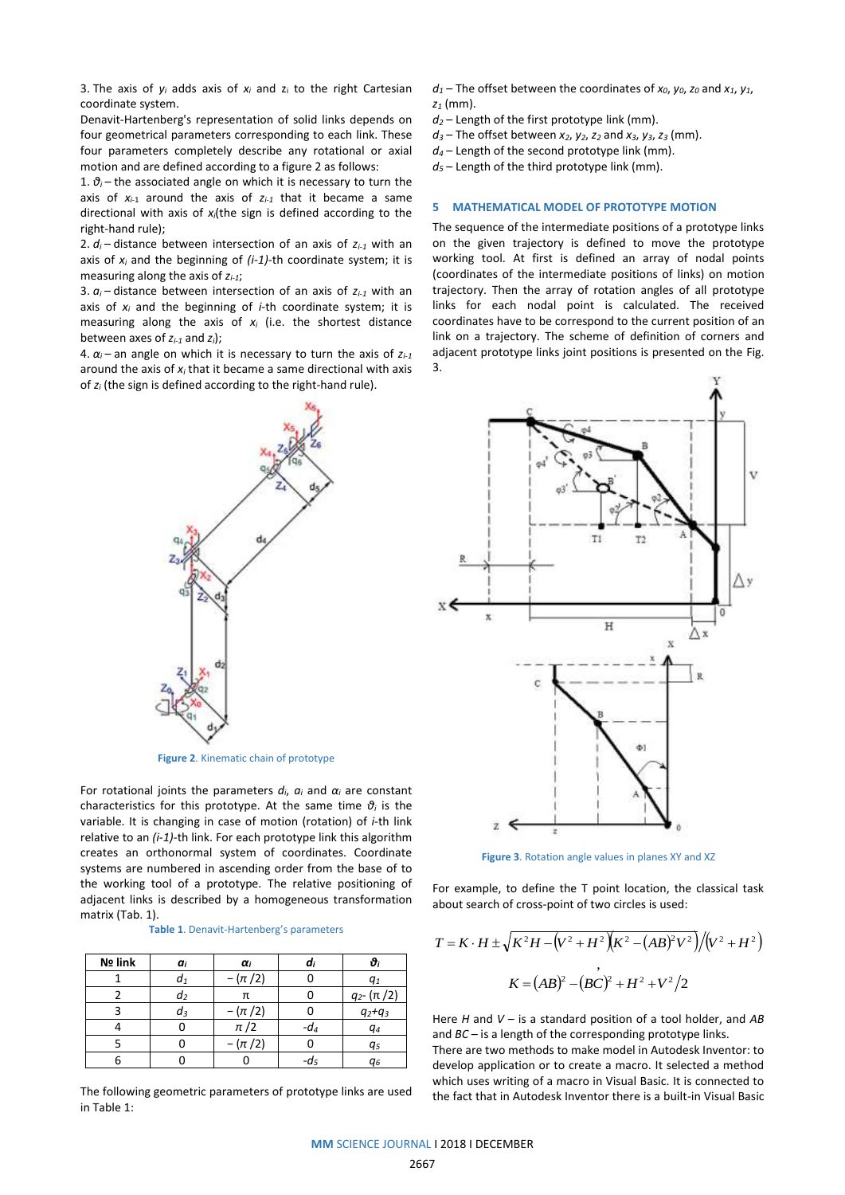3. The axis of $y_i$ adds axis of $x_i$ and $z_i$ to the right Cartesian coordinate system.

Denavit-Hartenberg's representation of solid links depends on four geometrical parameters corresponding to each link. These four parameters completely describe any rotational or axial motion and are defined according to a figure 2 as follows:

1. $\vartheta_i$ – the associated angle on which it is necessary to turn the axis of $x_{i-1}$ around the axis of $z_{i-1}$ that it became a same directional with axis of $x_i$(the sign is defined according to the right-hand rule);
2. $d_i$ – distance between intersection of an axis of $z_{i-1}$ with an axis of $x_i$ and the beginning of *(i-1)*-th coordinate system; it is measuring along the axis of $z_{i-1}$;
3. $a_i$ – distance between intersection of an axis of $z_{i-1}$ with an axis of $x_i$ and the beginning of *i*-th coordinate system; it is measuring along the axis of $x_i$ (i.e. the shortest distance between axes of $z_{i-1}$ and $z_i$);
4. $\alpha_i$ – an angle on which it is necessary to turn the axis of $z_{i-1}$ around the axis of $x_i$ that it became a same directional with axis of $z_i$ (the sign is defined according to the right-hand rule).

Figure 2. Kinematic chain of prototype

For rotational joints the parameters $d_i$, $a_i$ and $\alpha_i$ are constant characteristics for this prototype. At the same time $\vartheta_i$ is the variable. It is changing in case of motion (rotation) of *i*-th link relative to an *(i-1)*-th link. For each prototype link this algorithm creates an orthonormal system of coordinates. Coordinate systems are numbered in ascending order from the base of to the working tool of a prototype. The relative positioning of adjacent links is described by a homogeneous transformation matrix (Tab. 1).

Table 1. Denavit-Hartenberg's parameters

| № link | $a_i$ | $\alpha_i$ | $d_i$ | $\vartheta_i$ |
|---|---|---|---|---|
| 1 | $d_1$ | $-(\pi/2)$ | 0 | $q_1$ |
| 2 | $d_2$ | $\pi$ | 0 | $q_2-(\pi/2)$ |
| 3 | $d_3$ | $-(\pi/2)$ | 0 | $q_2+q_3$ |
| 4 | 0 | $\pi/2$ | $-d_4$ | $q_4$ |
| 5 | 0 | $-(\pi/2)$ | 0 | $q_5$ |
| 6 | 0 | 0 | $-d_5$ | $q_6$ |

The following geometric parameters of prototype links are used in Table 1:

$d_1$ – The offset between the coordinates of $x_0$, $y_0$, $z_0$ and $x_1$, $y_1$, $z_1$ (mm).
$d_2$ – Length of the first prototype link (mm).
$d_3$ – The offset between $x_2$, $y_2$, $z_2$ and $x_3$, $y_3$, $z_3$ (mm).
$d_4$ – Length of the second prototype link (mm).
$d_5$ – Length of the third prototype link (mm).

## 5 MATHEMATICAL MODEL OF PROTOTYPE MOTION

The sequence of the intermediate positions of a prototype links on the given trajectory is defined to move the prototype working tool. At first is defined an array of nodal points (coordinates of the intermediate positions of links) on motion trajectory. Then the array of rotation angles of all prototype links for each nodal point is calculated. The received coordinates have to be correspond to the current position of an link on a trajectory. The scheme of definition of corners and adjacent prototype links joint positions is presented on the Fig. 3.

Figure 3. Rotation angle values in planes XY and XZ

For example, to define the T point location, the classical task about search of cross-point of two circles is used:

$$T = K \cdot H \pm \sqrt{K^2 H - \left(V^2 + H^2\right)\left(K^2 - (AB)^2 V^2\right)} \Big/ \left(V^2 + H^2\right)$$

$$K = (AB)^2 - (BC)^2 + H^2 + V^2/2$$

Here $H$ and $V$ – is a standard position of a tool holder, and $AB$ and $BC$ – is a length of the corresponding prototype links.

There are two methods to make model in Autodesk Inventor: to develop application or to create a macro. It selected a method which uses writing of a macro in Visual Basic. It is connected to the fact that in Autodesk Inventor there is a built-in Visual Basic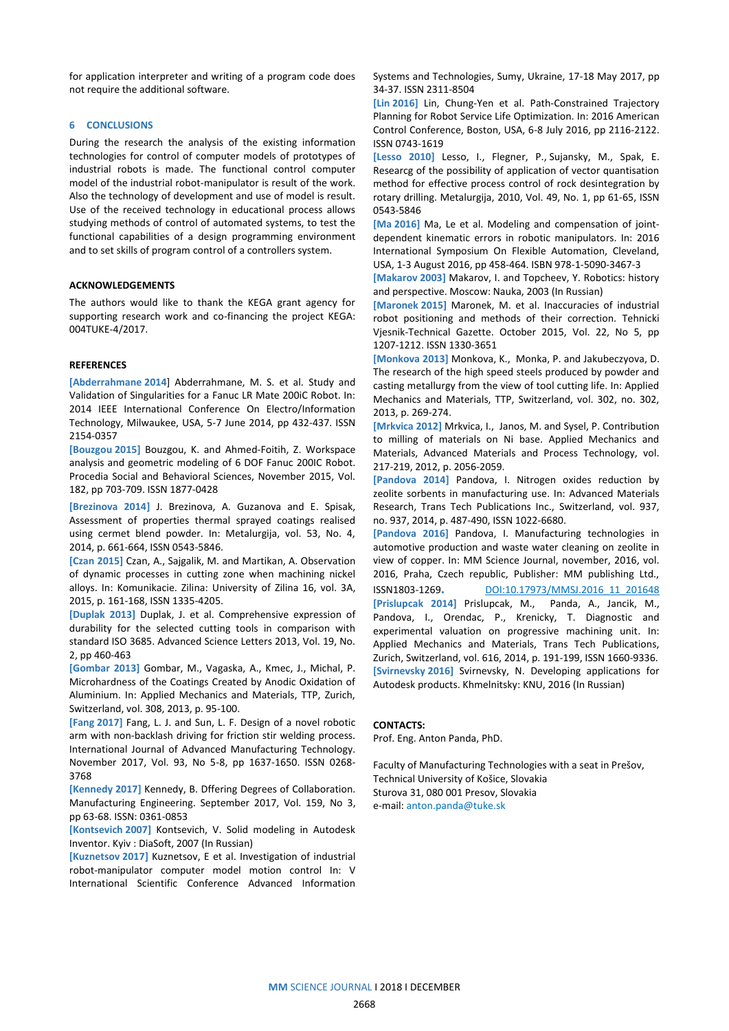for application interpreter and writing of a program code does not require the additional software.

## 6 CONCLUSIONS

During the research the analysis of the existing information technologies for control of computer models of prototypes of industrial robots is made. The functional control computer model of the industrial robot-manipulator is result of the work. Also the technology of development and use of model is result. Use of the received technology in educational process allows studying methods of control of automated systems, to test the functional capabilities of a design programming environment and to set skills of program control of a controllers system.

## ACKNOWLEDGEMENTS

The authors would like to thank the KEGA grant agency for supporting research work and co-financing the project KEGA: 004TUKE-4/2017.

## REFERENCES

[Abderrahmane 2014] Abderrahmane, M. S. et al. Study and Validation of Singularities for a Fanuc LR Mate 200iC Robot. In: 2014 IEEE International Conference On Electro/Information Technology, Milwaukee, USA, 5-7 June 2014, pp 432-437. ISSN 2154-0357

[Bouzgou 2015] Bouzgou, K. and Ahmed-Foitih, Z. Workspace analysis and geometric modeling of 6 DOF Fanuc 200IC Robot. Procedia Social and Behavioral Sciences, November 2015, Vol. 182, pp 703-709. ISSN 1877-0428

[Brezinova 2014] J. Brezinova, A. Guzanova and E. Spisak, Assessment of properties thermal sprayed coatings realised using cermet blend powder. In: Metalurgija, vol. 53, No. 4, 2014, p. 661-664, ISSN 0543-5846.

[Czan 2015] Czan, A., Sajgalik, M. and Martikan, A. Observation of dynamic processes in cutting zone when machining nickel alloys. In: Komunikacie. Zilina: University of Zilina 16, vol. 3A, 2015, p. 161-168, ISSN 1335-4205.

[Duplak 2013] Duplak, J. et al. Comprehensive expression of durability for the selected cutting tools in comparison with standard ISO 3685. Advanced Science Letters 2013, Vol. 19, No. 2, pp 460-463

[Gombar 2013] Gombar, M., Vagaska, A., Kmec, J., Michal, P. Microhardness of the Coatings Created by Anodic Oxidation of Aluminium. In: Applied Mechanics and Materials, TTP, Zurich, Switzerland, vol. 308, 2013, p. 95-100.

[Fang 2017] Fang, L. J. and Sun, L. F. Design of a novel robotic arm with non-backlash driving for friction stir welding process. International Journal of Advanced Manufacturing Technology. November 2017, Vol. 93, No 5-8, pp 1637-1650. ISSN 0268-3768

[Kennedy 2017] Kennedy, B. Dffering Degrees of Collaboration. Manufacturing Engineering. September 2017, Vol. 159, No 3, pp 63-68. ISSN: 0361-0853

[Kontsevich 2007] Kontsevich, V. Solid modeling in Autodesk Inventor. Kyiv : DiaSoft, 2007 (In Russian)

[Kuznetsov 2017] Kuznetsov, E et al. Investigation of industrial robot-manipulator computer model motion control In: V International Scientific Conference Advanced Information Systems and Technologies, Sumy, Ukraine, 17-18 May 2017, pp 34-37. ISSN 2311-8504

[Lin 2016] Lin, Chung-Yen et al. Path-Constrained Trajectory Planning for Robot Service Life Optimization. In: 2016 American Control Conference, Boston, USA, 6-8 July 2016, pp 2116-2122. ISSN 0743-1619

[Lesso 2010] Lesso, I., Flegner, P., Sujansky, M., Spak, E. Researcg of the possibility of application of vector quantisation method for effective process control of rock desintegration by rotary drilling. Metalurgija, 2010, Vol. 49, No. 1, pp 61-65, ISSN 0543-5846

[Ma 2016] Ma, Le et al. Modeling and compensation of joint-dependent kinematic errors in robotic manipulators. In: 2016 International Symposium On Flexible Automation, Cleveland, USA, 1-3 August 2016, pp 458-464. ISBN 978-1-5090-3467-3

[Makarov 2003] Makarov, I. and Topcheev, Y. Robotics: history and perspective. Moscow: Nauka, 2003 (In Russian)

[Maronek 2015] Maronek, M. et al. Inaccuracies of industrial robot positioning and methods of their correction. Tehnicki Vjesnik-Technical Gazette. October 2015, Vol. 22, No 5, pp 1207-1212. ISSN 1330-3651

[Monkova 2013] Monkova, K., Monka, P. and Jakubeczyova, D. The research of the high speed steels produced by powder and casting metallurgy from the view of tool cutting life. In: Applied Mechanics and Materials, TTP, Switzerland, vol. 302, no. 302, 2013, p. 269-274.

[Mrkvica 2012] Mrkvica, I., Janos, M. and Sysel, P. Contribution to milling of materials on Ni base. Applied Mechanics and Materials, Advanced Materials and Process Technology, vol. 217-219, 2012, p. 2056-2059.

[Pandova 2014] Pandova, I. Nitrogen oxides reduction by zeolite sorbents in manufacturing use. In: Advanced Materials Research, Trans Tech Publications Inc., Switzerland, vol. 937, no. 937, 2014, p. 487-490, ISSN 1022-6680.

[Pandova 2016] Pandova, I. Manufacturing technologies in automotive production and waste water cleaning on zeolite in view of copper. In: MM Science Journal, november, 2016, vol. 2016, Praha, Czech republic, Publisher: MM publishing Ltd., ISSN1803-1269. DOI:10.17973/MMSJ.2016_11_201648

[Prislupcak 2014] Prislupcak, M., Panda, A., Jancik, M., Pandova, I., Orendac, P., Krenicky, T. Diagnostic and experimental valuation on progressive machining unit. In: Applied Mechanics and Materials, Trans Tech Publications, Zurich, Switzerland, vol. 616, 2014, p. 191-199, ISSN 1660-9336.

[Svirnevsky 2016] Svirnevsky, N. Developing applications for Autodesk products. Khmelnitsky: KNU, 2016 (In Russian)

## CONTACTS:

Prof. Eng. Anton Panda, PhD.

Faculty of Manufacturing Technologies with a seat in Prešov,
Technical University of Košice, Slovakia
Sturova 31, 080 001 Presov, Slovakia
e-mail: anton.panda@tuke.sk